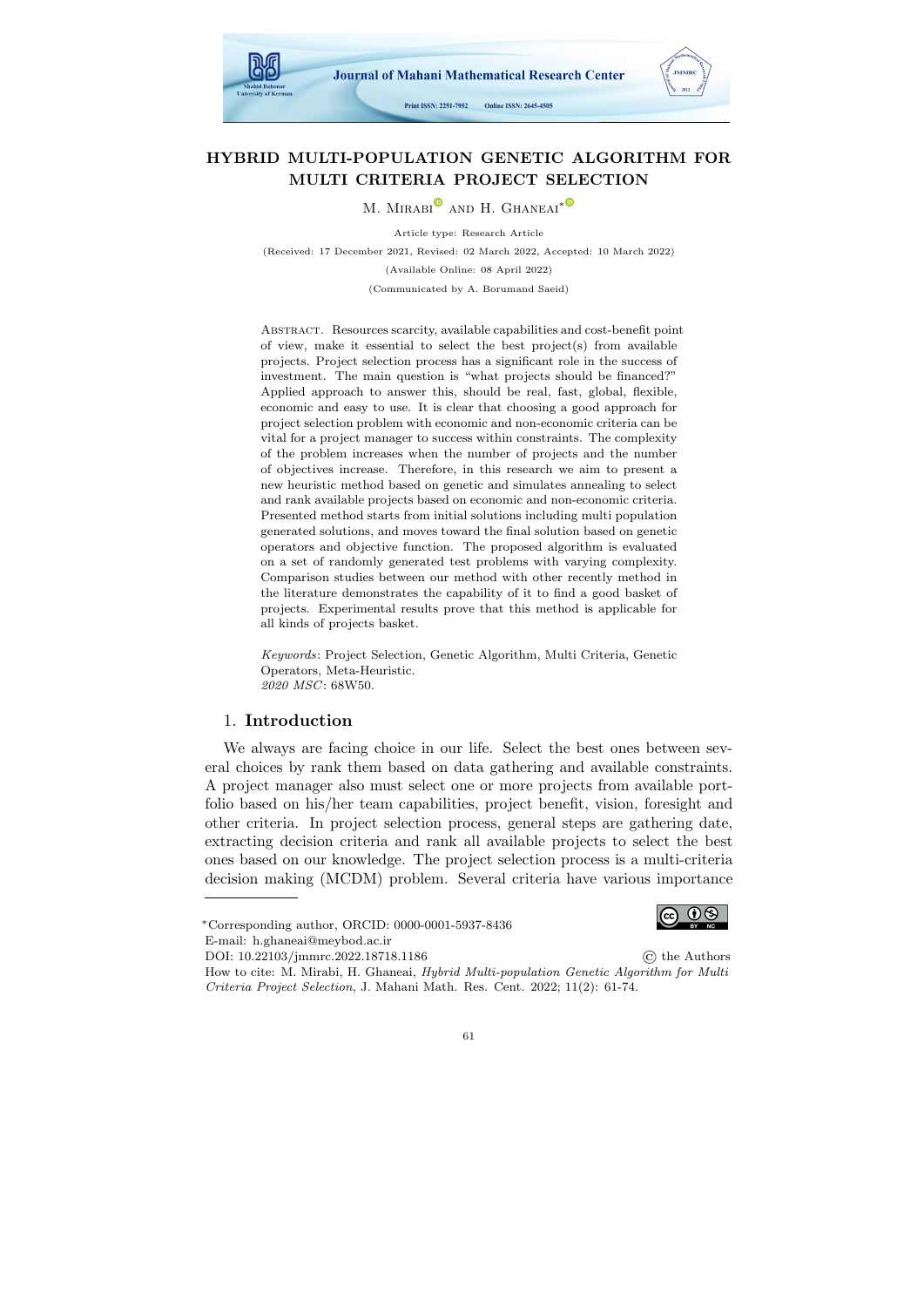# HYBRID MULTI-POPULATION GENETIC ALGORITHM FOR MULTI CRITERIA PROJECT SELECTION

M. Mirabi and H. Ghaneai*

Article type: Research Article

(Received: 17 December 2021, Revised: 02 March 2022, Accepted: 10 March 2022)

(Available Online: 08 April 2022)

(Communicated by A. Borumand Saeid)

Abstract. Resources scarcity, available capabilities and cost-benefit point of view, make it essential to select the best project(s) from available projects. Project selection process has a significant role in the success of investment. The main question is "what projects should be financed?" Applied approach to answer this, should be real, fast, global, flexible, economic and easy to use. It is clear that choosing a good approach for project selection problem with economic and non-economic criteria can be vital for a project manager to success within constraints. The complexity of the problem increases when the number of projects and the number of objectives increase. Therefore, in this research we aim to present a new heuristic method based on genetic and simulates annealing to select and rank available projects based on economic and non-economic criteria. Presented method starts from initial solutions including multi population generated solutions, and moves toward the final solution based on genetic operators and objective function. The proposed algorithm is evaluated on a set of randomly generated test problems with varying complexity. Comparison studies between our method with other recently method in the literature demonstrates the capability of it to find a good basket of projects. Experimental results prove that this method is applicable for all kinds of projects basket.

*Keywords*: Project Selection, Genetic Algorithm, Multi Criteria, Genetic Operators, Meta-Heuristic.
*2020 MSC*: 68W50.

## 1. Introduction

We always are facing choice in our life. Select the best ones between several choices by rank them based on data gathering and available constraints. A project manager also must select one or more projects from available portfolio based on his/her team capabilities, project benefit, vision, foresight and other criteria. In project selection process, general steps are gathering date, extracting decision criteria and rank all available projects to select the best ones based on our knowledge. The project selection process is a multi-criteria decision making (MCDM) problem. Several criteria have various importance

*Corresponding author, ORCID: 0000-0001-5937-8436
E-mail: h.ghaneai@meybod.ac.ir
DOI: 10.22103/jmmrc.2022.18718.1186 © the Authors
How to cite: M. Mirabi, H. Ghaneai, *Hybrid Multi-population Genetic Algorithm for Multi Criteria Project Selection*, J. Mahani Math. Res. Cent. 2022; 11(2): 61-74.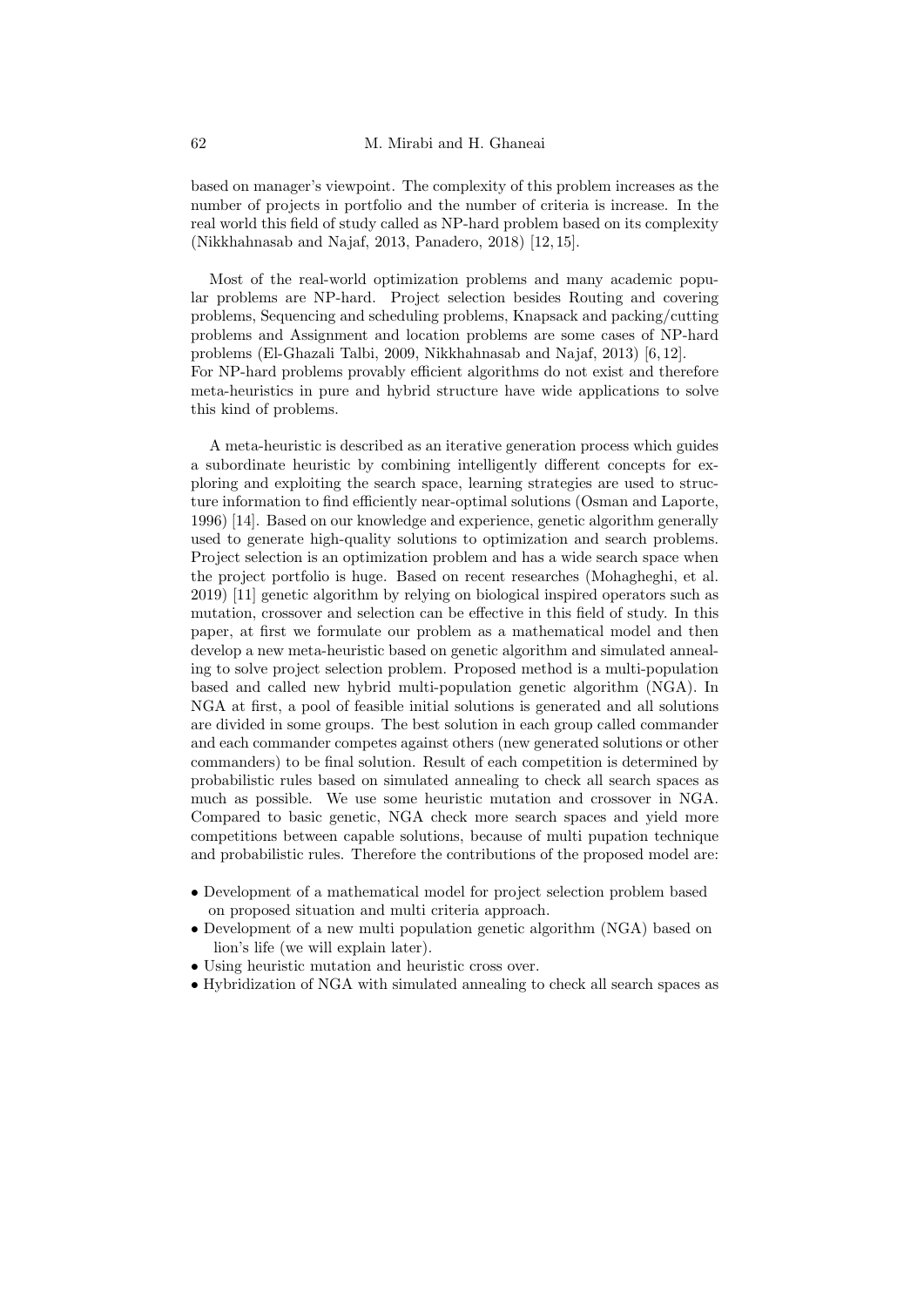based on manager's viewpoint. The complexity of this problem increases as the number of projects in portfolio and the number of criteria is increase. In the real world this field of study called as NP-hard problem based on its complexity (Nikkhahnasab and Najaf, 2013, Panadero, 2018) [12, 15].

Most of the real-world optimization problems and many academic popular problems are NP-hard. Project selection besides Routing and covering problems, Sequencing and scheduling problems, Knapsack and packing/cutting problems and Assignment and location problems are some cases of NP-hard problems (El-Ghazali Talbi, 2009, Nikkhahnasab and Najaf, 2013) [6, 12]. For NP-hard problems provably efficient algorithms do not exist and therefore meta-heuristics in pure and hybrid structure have wide applications to solve this kind of problems.

A meta-heuristic is described as an iterative generation process which guides a subordinate heuristic by combining intelligently different concepts for exploring and exploiting the search space, learning strategies are used to structure information to find efficiently near-optimal solutions (Osman and Laporte, 1996) [14]. Based on our knowledge and experience, genetic algorithm generally used to generate high-quality solutions to optimization and search problems. Project selection is an optimization problem and has a wide search space when the project portfolio is huge. Based on recent researches (Mohagheghi, et al. 2019) [11] genetic algorithm by relying on biological inspired operators such as mutation, crossover and selection can be effective in this field of study. In this paper, at first we formulate our problem as a mathematical model and then develop a new meta-heuristic based on genetic algorithm and simulated annealing to solve project selection problem. Proposed method is a multi-population based and called new hybrid multi-population genetic algorithm (NGA). In NGA at first, a pool of feasible initial solutions is generated and all solutions are divided in some groups. The best solution in each group called commander and each commander competes against others (new generated solutions or other commanders) to be final solution. Result of each competition is determined by probabilistic rules based on simulated annealing to check all search spaces as much as possible. We use some heuristic mutation and crossover in NGA. Compared to basic genetic, NGA check more search spaces and yield more competitions between capable solutions, because of multi pupation technique and probabilistic rules. Therefore the contributions of the proposed model are:

- Development of a mathematical model for project selection problem based on proposed situation and multi criteria approach.
- Development of a new multi population genetic algorithm (NGA) based on lion's life (we will explain later).
- Using heuristic mutation and heuristic cross over.
- Hybridization of NGA with simulated annealing to check all search spaces as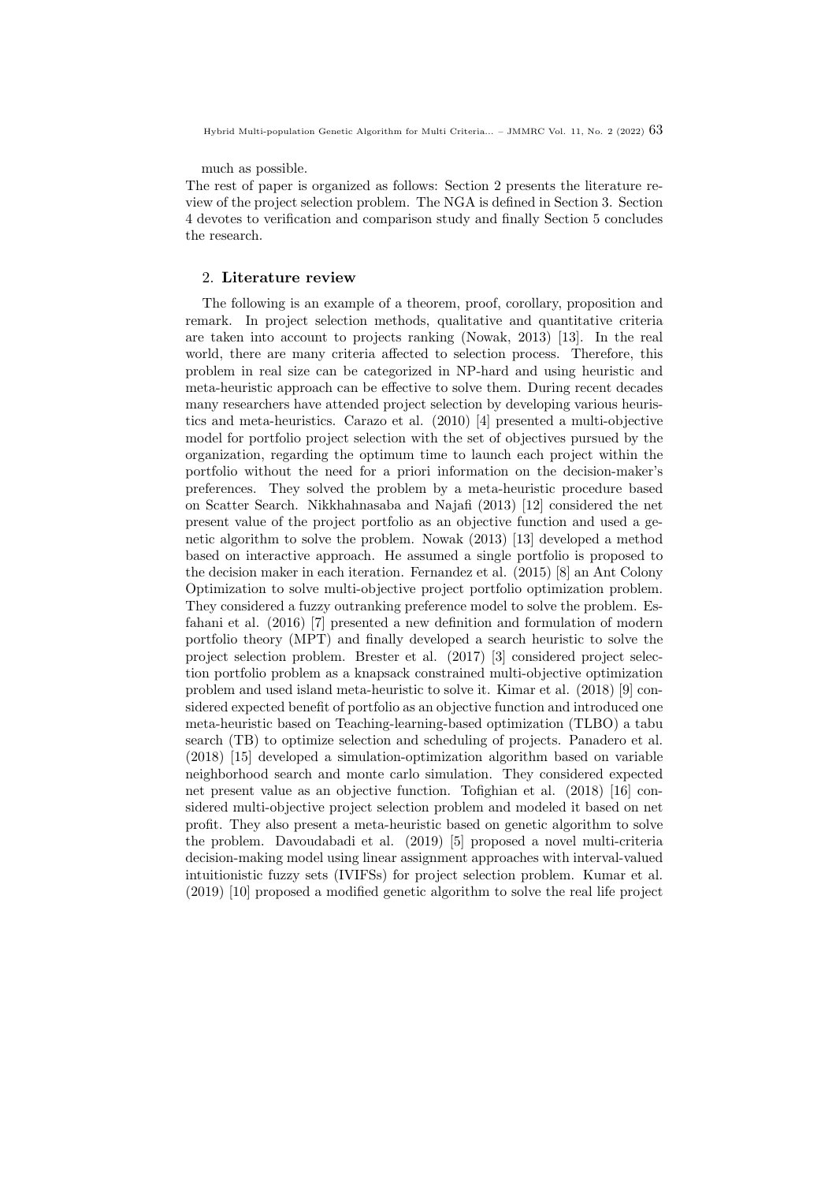much as possible.

The rest of paper is organized as follows: Section 2 presents the literature review of the project selection problem. The NGA is defined in Section 3. Section 4 devotes to verification and comparison study and finally Section 5 concludes the research.

## 2. **Literature review**

The following is an example of a theorem, proof, corollary, proposition and remark. In project selection methods, qualitative and quantitative criteria are taken into account to projects ranking (Nowak, 2013) [13]. In the real world, there are many criteria affected to selection process. Therefore, this problem in real size can be categorized in NP-hard and using heuristic and meta-heuristic approach can be effective to solve them. During recent decades many researchers have attended project selection by developing various heuristics and meta-heuristics. Carazo et al. (2010) [4] presented a multi-objective model for portfolio project selection with the set of objectives pursued by the organization, regarding the optimum time to launch each project within the portfolio without the need for a priori information on the decision-maker's preferences. They solved the problem by a meta-heuristic procedure based on Scatter Search. Nikkhahnasaba and Najafi (2013) [12] considered the net present value of the project portfolio as an objective function and used a genetic algorithm to solve the problem. Nowak (2013) [13] developed a method based on interactive approach. He assumed a single portfolio is proposed to the decision maker in each iteration. Fernandez et al. (2015) [8] an Ant Colony Optimization to solve multi-objective project portfolio optimization problem. They considered a fuzzy outranking preference model to solve the problem. Esfahani et al. (2016) [7] presented a new definition and formulation of modern portfolio theory (MPT) and finally developed a search heuristic to solve the project selection problem. Brester et al. (2017) [3] considered project selection portfolio problem as a knapsack constrained multi-objective optimization problem and used island meta-heuristic to solve it. Kimar et al. (2018) [9] considered expected benefit of portfolio as an objective function and introduced one meta-heuristic based on Teaching-learning-based optimization (TLBO) a tabu search (TB) to optimize selection and scheduling of projects. Panadero et al. (2018) [15] developed a simulation-optimization algorithm based on variable neighborhood search and monte carlo simulation. They considered expected net present value as an objective function. Tofighian et al. (2018) [16] considered multi-objective project selection problem and modeled it based on net profit. They also present a meta-heuristic based on genetic algorithm to solve the problem. Davoudabadi et al. (2019) [5] proposed a novel multi-criteria decision-making model using linear assignment approaches with interval-valued intuitionistic fuzzy sets (IVIFSs) for project selection problem. Kumar et al. (2019) [10] proposed a modified genetic algorithm to solve the real life project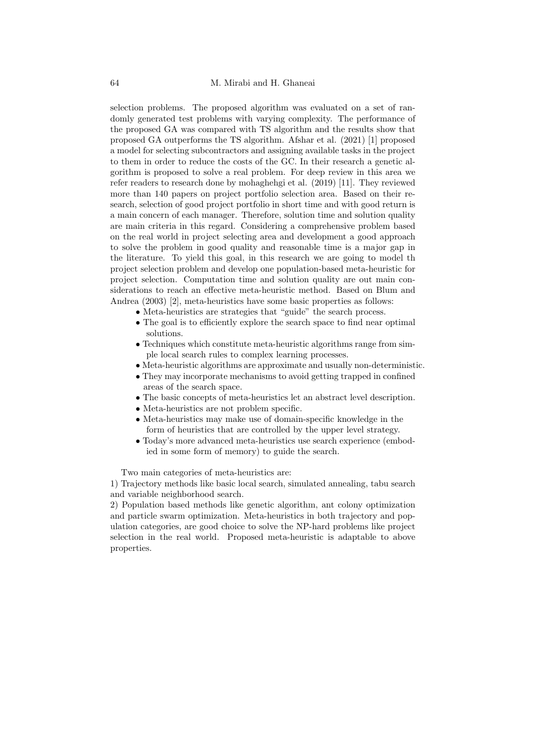selection problems. The proposed algorithm was evaluated on a set of randomly generated test problems with varying complexity. The performance of the proposed GA was compared with TS algorithm and the results show that proposed GA outperforms the TS algorithm. Afshar et al. (2021) [1] proposed a model for selecting subcontractors and assigning available tasks in the project to them in order to reduce the costs of the GC. In their research a genetic algorithm is proposed to solve a real problem. For deep review in this area we refer readers to research done by mohaghehgi et al. (2019) [11]. They reviewed more than 140 papers on project portfolio selection area. Based on their research, selection of good project portfolio in short time and with good return is a main concern of each manager. Therefore, solution time and solution quality are main criteria in this regard. Considering a comprehensive problem based on the real world in project selecting area and development a good approach to solve the problem in good quality and reasonable time is a major gap in the literature. To yield this goal, in this research we are going to model th project selection problem and develop one population-based meta-heuristic for project selection. Computation time and solution quality are out main considerations to reach an effective meta-heuristic method. Based on Blum and Andrea (2003) [2], meta-heuristics have some basic properties as follows:

- Meta-heuristics are strategies that "guide" the search process.
- The goal is to efficiently explore the search space to find near optimal solutions.
- Techniques which constitute meta-heuristic algorithms range from simple local search rules to complex learning processes.
- Meta-heuristic algorithms are approximate and usually non-deterministic.
- They may incorporate mechanisms to avoid getting trapped in confined areas of the search space.
- The basic concepts of meta-heuristics let an abstract level description.
- Meta-heuristics are not problem specific.
- Meta-heuristics may make use of domain-specific knowledge in the form of heuristics that are controlled by the upper level strategy.
- Today's more advanced meta-heuristics use search experience (embodied in some form of memory) to guide the search.

Two main categories of meta-heuristics are:

1) Trajectory methods like basic local search, simulated annealing, tabu search and variable neighborhood search.

2) Population based methods like genetic algorithm, ant colony optimization and particle swarm optimization. Meta-heuristics in both trajectory and population categories, are good choice to solve the NP-hard problems like project selection in the real world. Proposed meta-heuristic is adaptable to above properties.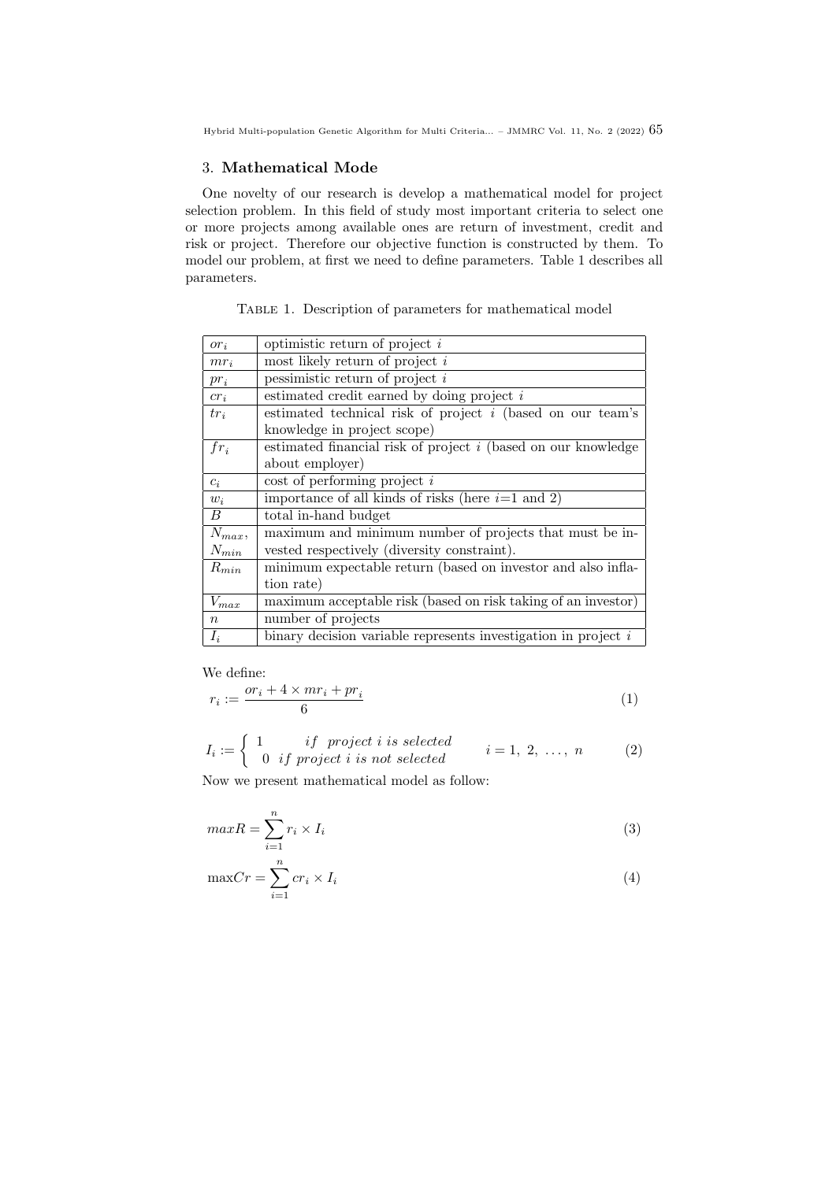## 3. Mathematical Mode

One novelty of our research is develop a mathematical model for project selection problem. In this field of study most important criteria to select one or more projects among available ones are return of investment, credit and risk or project. Therefore our objective function is constructed by them. To model our problem, at first we need to define parameters. Table 1 describes all parameters.

TABLE 1. Description of parameters for mathematical model

| | |
|---|---|
| $or_i$ | optimistic return of project $i$ |
| $mr_i$ | most likely return of project $i$ |
| $pr_i$ | pessimistic return of project $i$ |
| $cr_i$ | estimated credit earned by doing project $i$ |
| $tr_i$ | estimated technical risk of project $i$ (based on our team's knowledge in project scope) |
| $fr_i$ | estimated financial risk of project $i$ (based on our knowledge about employer) |
| $c_i$ | cost of performing project $i$ |
| $w_i$ | importance of all kinds of risks (here $i$=1 and 2) |
| $B$ | total in-hand budget |
| $N_{max}$, $N_{min}$ | maximum and minimum number of projects that must be invested respectively (diversity constraint). |
| $R_{min}$ | minimum expectable return (based on investor and also inflation rate) |
| $V_{max}$ | maximum acceptable risk (based on risk taking of an investor) |
| $n$ | number of projects |
| $I_i$ | binary decision variable represents investigation in project $i$ |

We define:

$$r_i := \frac{or_i + 4 \times mr_i + pr_i}{6} \tag{1}$$

$$I_i := \begin{cases} 1 & if \;\; project \; i \; is \; selected \\ 0 & if \; project \; i \; is \; not \; selected \end{cases} \qquad i = 1,\ 2,\ \ldots,\ n \tag{2}$$

Now we present mathematical model as follow:

$$maxR = \sum_{i=1}^{n} r_i \times I_i \tag{3}$$

$$\max Cr = \sum_{i=1}^{n} cr_i \times I_i \tag{4}$$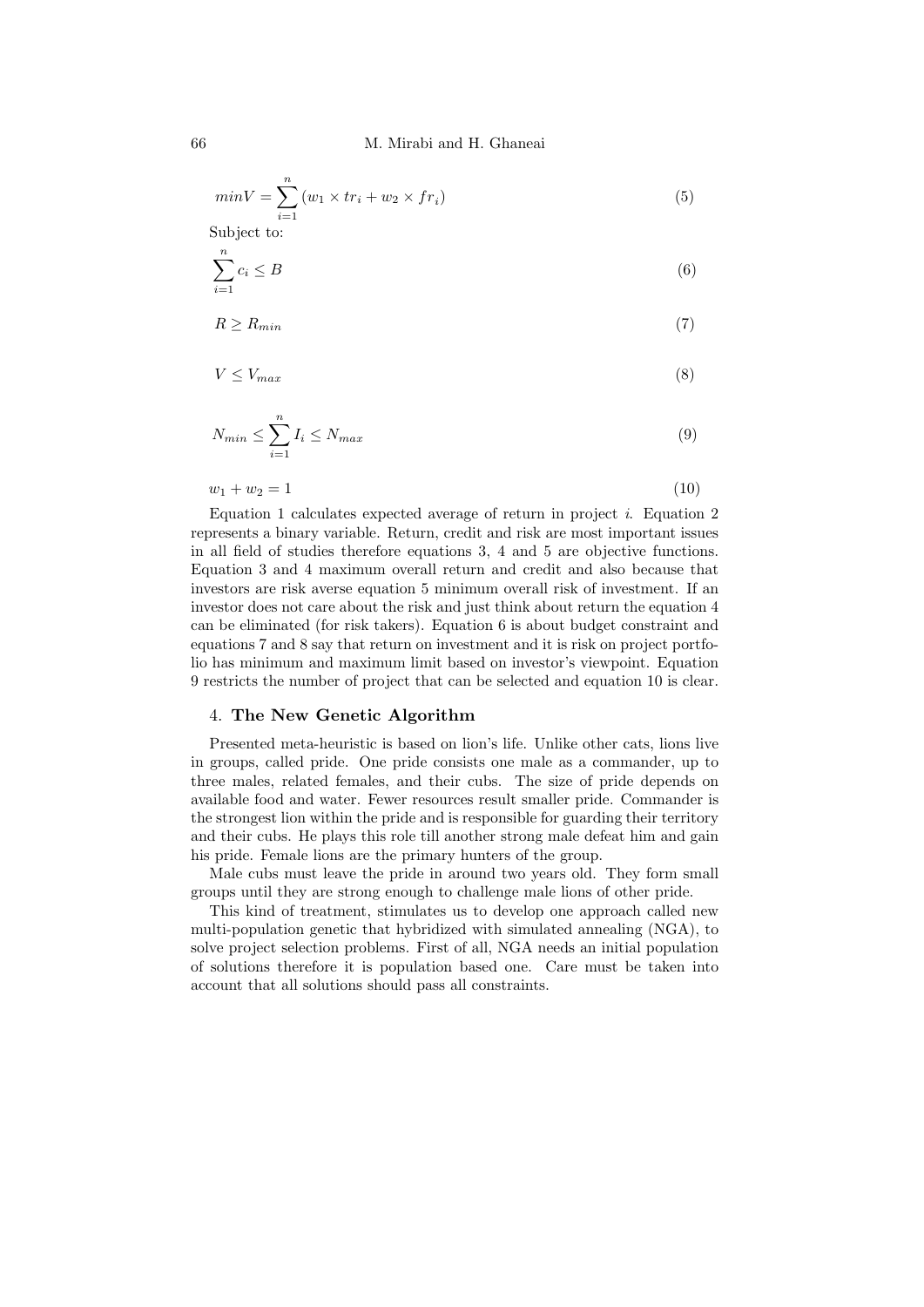$$minV = \sum_{i=1}^{n} (w_1 \times tr_i + w_2 \times fr_i) \tag{5}$$

Subject to:

$$\sum_{i=1}^{n} c_i \leq B \tag{6}$$

$$R \geq R_{min} \tag{7}$$

$$V \leq V_{max} \tag{8}$$

$$N_{min} \leq \sum_{i=1}^{n} I_i \leq N_{max} \tag{9}$$

$$w_1 + w_2 = 1 \tag{10}$$

Equation 1 calculates expected average of return in project $i$. Equation 2 represents a binary variable. Return, credit and risk are most important issues in all field of studies therefore equations 3, 4 and 5 are objective functions. Equation 3 and 4 maximum overall return and credit and also because that investors are risk averse equation 5 minimum overall risk of investment. If an investor does not care about the risk and just think about return the equation 4 can be eliminated (for risk takers). Equation 6 is about budget constraint and equations 7 and 8 say that return on investment and it is risk on project portfolio has minimum and maximum limit based on investor's viewpoint. Equation 9 restricts the number of project that can be selected and equation 10 is clear.

## 4. **The New Genetic Algorithm**

Presented meta-heuristic is based on lion's life. Unlike other cats, lions live in groups, called pride. One pride consists one male as a commander, up to three males, related females, and their cubs. The size of pride depends on available food and water. Fewer resources result smaller pride. Commander is the strongest lion within the pride and is responsible for guarding their territory and their cubs. He plays this role till another strong male defeat him and gain his pride. Female lions are the primary hunters of the group.

Male cubs must leave the pride in around two years old. They form small groups until they are strong enough to challenge male lions of other pride.

This kind of treatment, stimulates us to develop one approach called new multi-population genetic that hybridized with simulated annealing (NGA), to solve project selection problems. First of all, NGA needs an initial population of solutions therefore it is population based one. Care must be taken into account that all solutions should pass all constraints.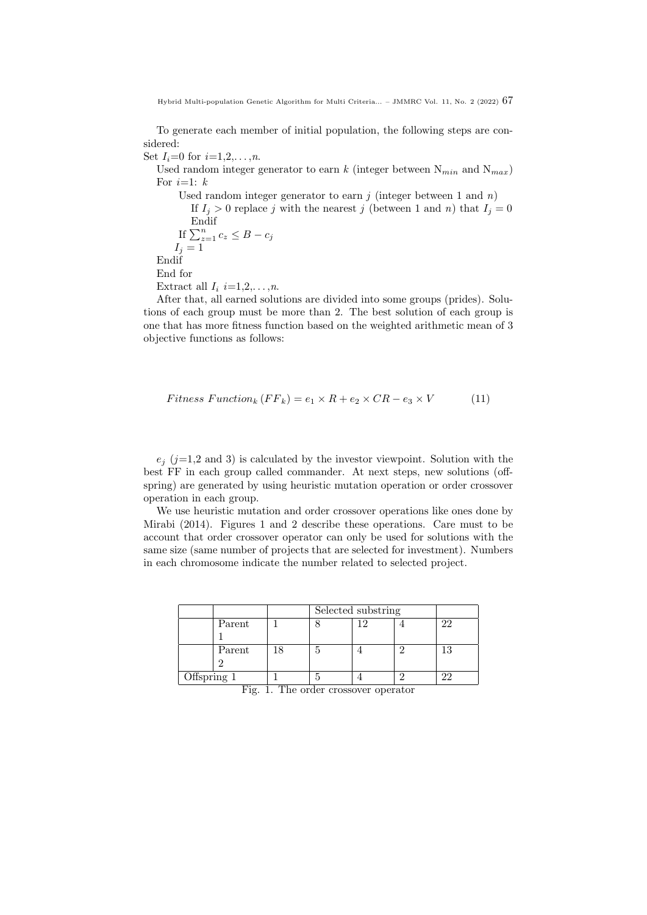To generate each member of initial population, the following steps are considered:

Set $I_i$=0 for $i$=1,2,…,$n$.

Used random integer generator to earn $k$ (integer between $N_{min}$ and $N_{max}$)

For $i$=1: $k$

Used random integer generator to earn $j$ (integer between 1 and $n$)

If $I_j > 0$ replace $j$ with the nearest $j$ (between 1 and $n$) that $I_j = 0$

Endif

If $\sum_{z=1}^{n} c_z \leq B - c_j$

$I_j = 1$

Endif

End for

Extract all $I_i$ $i$=1,2,…,$n$.

After that, all earned solutions are divided into some groups (prides). Solutions of each group must be more than 2. The best solution of each group is one that has more fitness function based on the weighted arithmetic mean of 3 objective functions as follows:

$$Fitness\ Function_k\,(FF_k) = e_1 \times R + e_2 \times CR - e_3 \times V \tag{11}$$

$e_j$ ($j$=1,2 and 3) is calculated by the investor viewpoint. Solution with the best FF in each group called commander. At next steps, new solutions (offspring) are generated by using heuristic mutation operation or order crossover operation in each group.

We use heuristic mutation and order crossover operations like ones done by Mirabi (2014). Figures 1 and 2 describe these operations. Care must to be account that order crossover operator can only be used for solutions with the same size (same number of projects that are selected for investment). Numbers in each chromosome indicate the number related to selected project.

| | | | Selected substring | | | |
|---|---|---|---|---|---|---|
| | Parent 1 | 1 | 8 | 12 | 4 | 22 |
| | Parent 2 | 18 | 5 | 4 | 2 | 13 |
| Offspring 1 | | 1 | 5 | 4 | 2 | 22 |

Fig. 1. The order crossover operator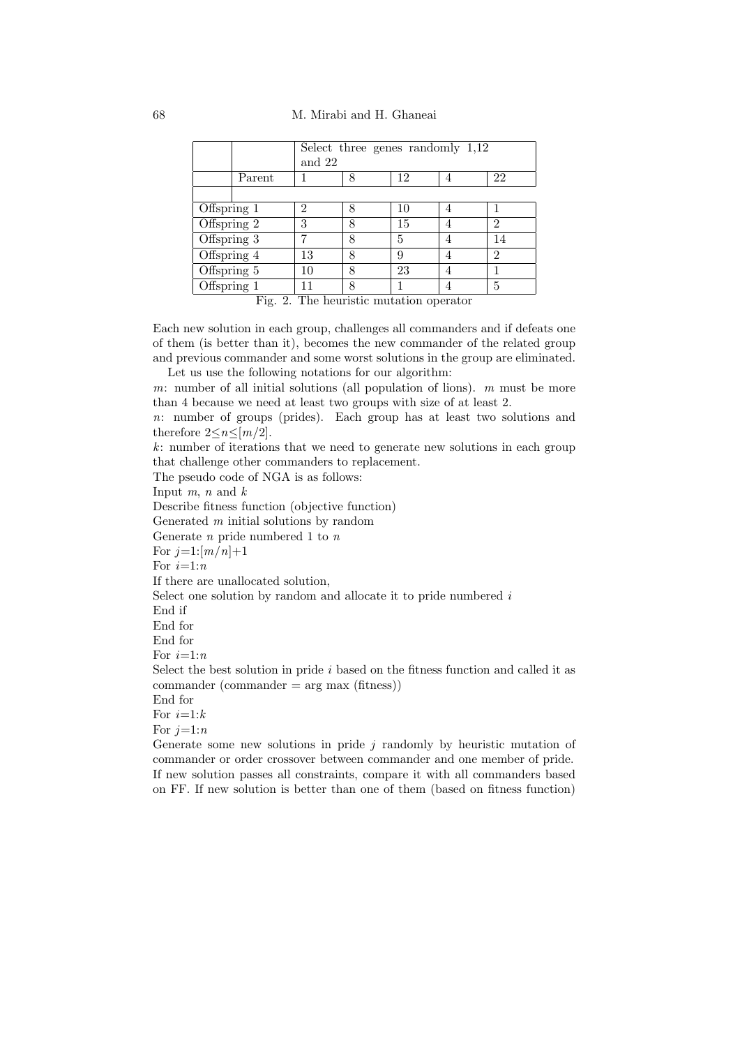| | | Select three genes randomly 1,12 and 22 | | | | |
|---|---|---|---|---|---|---|
| | Parent | 1 | 8 | 12 | 4 | 22 |
| | | | | | | |
| Offspring 1 | | 2 | 8 | 10 | 4 | 1 |
| Offspring 2 | | 3 | 8 | 15 | 4 | 2 |
| Offspring 3 | | 7 | 8 | 5 | 4 | 14 |
| Offspring 4 | | 13 | 8 | 9 | 4 | 2 |
| Offspring 5 | | 10 | 8 | 23 | 4 | 1 |
| Offspring 1 | | 11 | 8 | 1 | 4 | 5 |

Fig. 2. The heuristic mutation operator

Each new solution in each group, challenges all commanders and if defeats one of them (is better than it), becomes the new commander of the related group and previous commander and some worst solutions in the group are eliminated.

Let us use the following notations for our algorithm:

$m$: number of all initial solutions (all population of lions). $m$ must be more than 4 because we need at least two groups with size of at least 2.

$n$: number of groups (prides). Each group has at least two solutions and therefore $2 \leq n \leq [m/2]$.

$k$: number of iterations that we need to generate new solutions in each group that challenge other commanders to replacement.

The pseudo code of NGA is as follows:

Input $m$, $n$ and $k$

Describe fitness function (objective function)

Generated $m$ initial solutions by random

Generate $n$ pride numbered 1 to $n$

For $j$=1:$[m/n]$+1

For $i$=1:$n$

If there are unallocated solution,

Select one solution by random and allocate it to pride numbered $i$

End if

End for

End for

For $i$=1:$n$

Select the best solution in pride $i$ based on the fitness function and called it as commander (commander = arg max (fitness))

End for

For $i$=1:$k$

For $j$=1:$n$

Generate some new solutions in pride $j$ randomly by heuristic mutation of commander or order crossover between commander and one member of pride. If new solution passes all constraints, compare it with all commanders based on FF. If new solution is better than one of them (based on fitness function)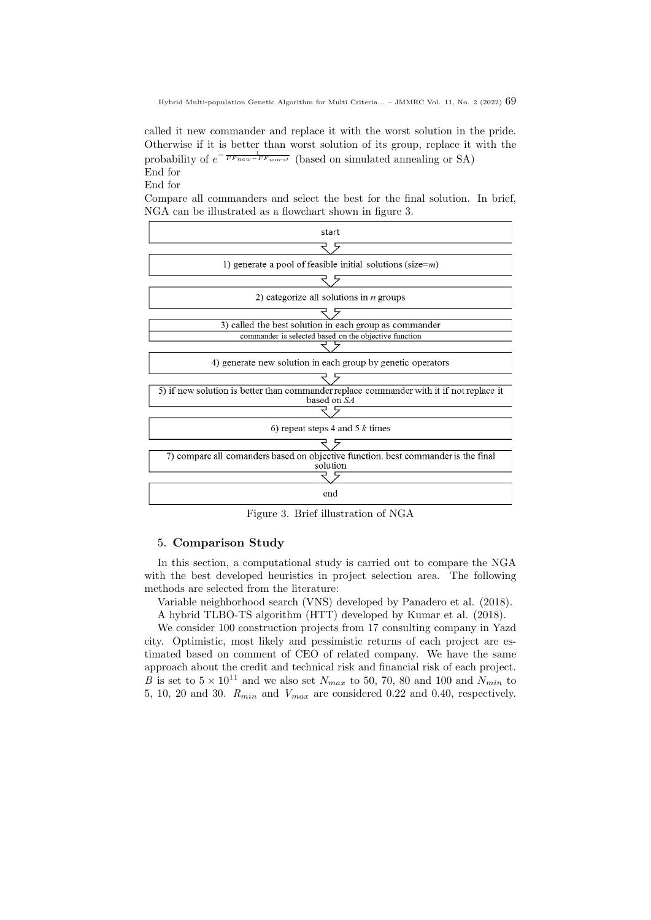called it new commander and replace it with the worst solution in the pride. Otherwise if it is better than worst solution of its group, replace it with the probability of $e^{-\frac{1}{FF_{new}-FF_{worst}}}$ (based on simulated annealing or SA)

End for

End for

Compare all commanders and select the best for the final solution. In brief, NGA can be illustrated as a flowchart shown in figure 3.

start

1) generate a pool of feasible initial solutions (size=$m$)

2) categorize all solutions in $n$ groups

3) called the best solution in each group as commander
commander is selected based on the objective function

4) generate new solution in each group by genetic operators

5) if new solution is better than commander replace commander with it if not replace it based on *SA*

6) repeat steps 4 and 5 $k$ times

7) compare all comanders based on objective function. best commander is the final solution

end

Figure 3. Brief illustration of NGA

## 5. **Comparison Study**

In this section, a computational study is carried out to compare the NGA with the best developed heuristics in project selection area. The following methods are selected from the literature:

Variable neighborhood search (VNS) developed by Panadero et al. (2018).

A hybrid TLBO-TS algorithm (HTT) developed by Kumar et al. (2018).

We consider 100 construction projects from 17 consulting company in Yazd city. Optimistic, most likely and pessimistic returns of each project are estimated based on comment of CEO of related company. We have the same approach about the credit and technical risk and financial risk of each project. $B$ is set to $5 \times 10^{11}$ and we also set $N_{max}$ to 50, 70, 80 and 100 and $N_{min}$ to 5, 10, 20 and 30. $R_{min}$ and $V_{max}$ are considered 0.22 and 0.40, respectively.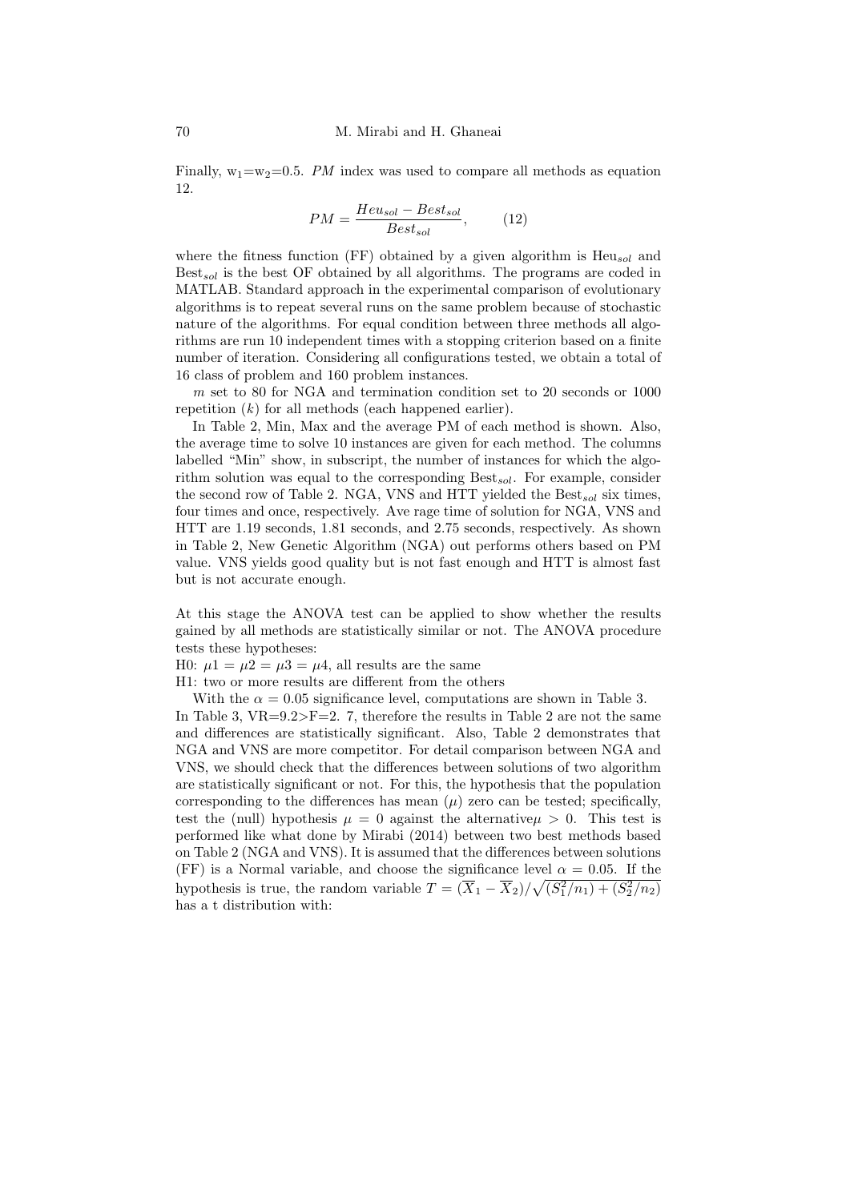Finally, $w_1$=$w_2$=0.5. *PM* index was used to compare all methods as equation 12.

$$PM = \frac{Heu_{sol} - Best_{sol}}{Best_{sol}}, \qquad (12)$$

where the fitness function (FF) obtained by a given algorithm is $\text{Heu}_{sol}$ and $\text{Best}_{sol}$ is the best OF obtained by all algorithms. The programs are coded in MATLAB. Standard approach in the experimental comparison of evolutionary algorithms is to repeat several runs on the same problem because of stochastic nature of the algorithms. For equal condition between three methods all algorithms are run 10 independent times with a stopping criterion based on a finite number of iteration. Considering all configurations tested, we obtain a total of 16 class of problem and 160 problem instances.

$m$ set to 80 for NGA and termination condition set to 20 seconds or 1000 repetition ($k$) for all methods (each happened earlier).

In Table 2, Min, Max and the average PM of each method is shown. Also, the average time to solve 10 instances are given for each method. The columns labelled "Min" show, in subscript, the number of instances for which the algorithm solution was equal to the corresponding $\text{Best}_{sol}$. For example, consider the second row of Table 2. NGA, VNS and HTT yielded the $\text{Best}_{sol}$ six times, four times and once, respectively. Ave rage time of solution for NGA, VNS and HTT are 1.19 seconds, 1.81 seconds, and 2.75 seconds, respectively. As shown in Table 2, New Genetic Algorithm (NGA) out performs others based on PM value. VNS yields good quality but is not fast enough and HTT is almost fast but is not accurate enough.

At this stage the ANOVA test can be applied to show whether the results gained by all methods are statistically similar or not. The ANOVA procedure tests these hypotheses:

H0: $\mu1 = \mu2 = \mu3 = \mu4$, all results are the same

H1: two or more results are different from the others

With the $\alpha = 0.05$ significance level, computations are shown in Table 3. In Table 3, VR=9.2>F=2. 7, therefore the results in Table 2 are not the same and differences are statistically significant. Also, Table 2 demonstrates that NGA and VNS are more competitor. For detail comparison between NGA and VNS, we should check that the differences between solutions of two algorithm are statistically significant or not. For this, the hypothesis that the population corresponding to the differences has mean ($\mu$) zero can be tested; specifically, test the (null) hypothesis $\mu = 0$ against the alternative$\mu > 0$. This test is performed like what done by Mirabi (2014) between two best methods based on Table 2 (NGA and VNS). It is assumed that the differences between solutions (FF) is a Normal variable, and choose the significance level $\alpha = 0.05$. If the hypothesis is true, the random variable $T = (\overline{X}_1 - \overline{X}_2)/\sqrt{(S_1^2/n_1) + (S_2^2/n_2)}$ has a t distribution with: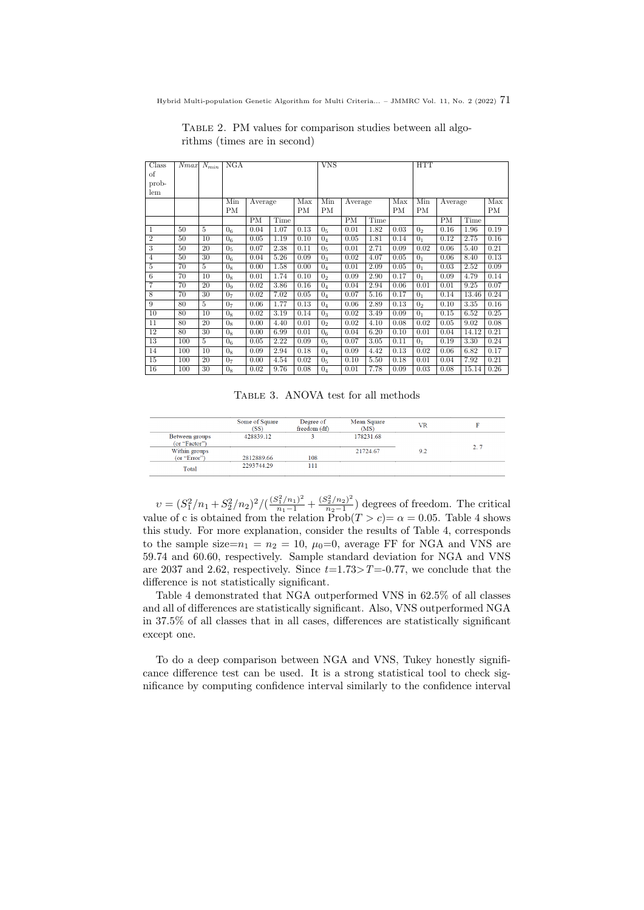Table 2. PM values for comparison studies between all algorithms (times are in second)

| Class of problem | $Nmax$ | $N_{min}$ | NGA | | | | VNS | | | | HTT | | | |
|---|---|---|---|---|---|---|---|---|---|---|---|---|---|---|
| | | | Min PM | Average | | Max PM | Min PM | Average | | Max PM | Min PM | Average | | Max PM |
| | | | | PM | Time | | | PM | Time | | | PM | Time | |
| 1 | 50 | 5 | $0_6$ | 0.04 | 1.07 | 0.13 | $0_5$ | 0.01 | 1.82 | 0.03 | $0_2$ | 0.16 | 1.96 | 0.19 |
| 2 | 50 | 10 | $0_6$ | 0.05 | 1.19 | 0.10 | $0_4$ | 0.05 | 1.81 | 0.14 | $0_1$ | 0.12 | 2.75 | 0.16 |
| 3 | 50 | 20 | $0_5$ | 0.07 | 2.38 | 0.11 | $0_5$ | 0.01 | 2.71 | 0.09 | 0.02 | 0.06 | 5.40 | 0.21 |
| 4 | 50 | 30 | $0_6$ | 0.04 | 5.26 | 0.09 | $0_3$ | 0.02 | 4.07 | 0.05 | $0_1$ | 0.06 | 8.40 | 0.13 |
| 5 | 70 | 5 | $0_8$ | 0.00 | 1.58 | 0.00 | $0_4$ | 0.01 | 2.09 | 0.05 | $0_1$ | 0.03 | 2.52 | 0.09 |
| 6 | 70 | 10 | $0_8$ | 0.01 | 1.74 | 0.10 | $0_2$ | 0.09 | 2.90 | 0.17 | $0_1$ | 0.09 | 4.79 | 0.14 |
| 7 | 70 | 20 | $0_9$ | 0.02 | 3.86 | 0.16 | $0_4$ | 0.04 | 2.94 | 0.06 | 0.01 | 0.01 | 9.25 | 0.07 |
| 8 | 70 | 30 | $0_7$ | 0.02 | 7.02 | 0.05 | $0_4$ | 0.07 | 5.16 | 0.17 | $0_1$ | 0.14 | 13.46 | 0.24 |
| 9 | 80 | 5 | $0_7$ | 0.06 | 1.77 | 0.13 | $0_4$ | 0.06 | 2.89 | 0.13 | $0_2$ | 0.10 | 3.35 | 0.16 |
| 10 | 80 | 10 | $0_8$ | 0.02 | 3.19 | 0.14 | $0_3$ | 0.02 | 3.49 | 0.09 | $0_1$ | 0.15 | 6.52 | 0.25 |
| 11 | 80 | 20 | $0_8$ | 0.00 | 4.40 | 0.01 | $0_2$ | 0.02 | 4.10 | 0.08 | 0.02 | 0.05 | 9.02 | 0.08 |
| 12 | 80 | 30 | $0_8$ | 0.00 | 6.99 | 0.01 | $0_6$ | 0.04 | 6.20 | 0.10 | 0.01 | 0.04 | 14.12 | 0.21 |
| 13 | 100 | 5 | $0_6$ | 0.05 | 2.22 | 0.09 | $0_5$ | 0.07 | 3.05 | 0.11 | $0_1$ | 0.19 | 3.30 | 0.24 |
| 14 | 100 | 10 | $0_8$ | 0.09 | 2.94 | 0.18 | $0_4$ | 0.09 | 4.42 | 0.13 | 0.02 | 0.06 | 6.82 | 0.17 |
| 15 | 100 | 20 | $0_7$ | 0.00 | 4.54 | 0.02 | $0_5$ | 0.10 | 5.50 | 0.18 | 0.01 | 0.04 | 7.92 | 0.21 |
| 16 | 100 | 30 | $0_8$ | 0.02 | 9.76 | 0.08 | $0_4$ | 0.01 | 7.78 | 0.09 | 0.03 | 0.08 | 15.14 | 0.26 |

Table 3. ANOVA test for all methods

| | Some of Square (SS) | Degree of freedom (df) | Mean Square (MS) | VR | F |
|---|---|---|---|---|---|
| Between groups (or "Factor") | 428839.12 | 3 | 178231.68 | | |
| Within groups (or "Error") | 2812889.66 | 108 | 21724.67 | 9.2 | 2.7 |
| Total | 2293744.29 | 111 | | | |

$\upsilon = (S_1^2/n_1 + S_2^2/n_2)^2/(\frac{(S_1^2/n_1)^2}{n_1-1} + \frac{(S_2^2/n_2)^2}{n_2-1})$ degrees of freedom. The critical value of c is obtained from the relation Prob($T > c$)= $\alpha = 0.05$. Table 4 shows this study. For more explanation, consider the results of Table 4, corresponds to the sample size=$n_1 = n_2 = 10$, $\mu_0$=0, average FF for NGA and VNS are 59.74 and 60.60, respectively. Sample standard deviation for NGA and VNS are 2037 and 2.62, respectively. Since $t$=1.73> $T$=-0.77, we conclude that the difference is not statistically significant.

Table 4 demonstrated that NGA outperformed VNS in 62.5% of all classes and all of differences are statistically significant. Also, VNS outperformed NGA in 37.5% of all classes that in all cases, differences are statistically significant except one.

To do a deep comparison between NGA and VNS, Tukey honestly significance difference test can be used. It is a strong statistical tool to check significance by computing confidence interval similarly to the confidence interval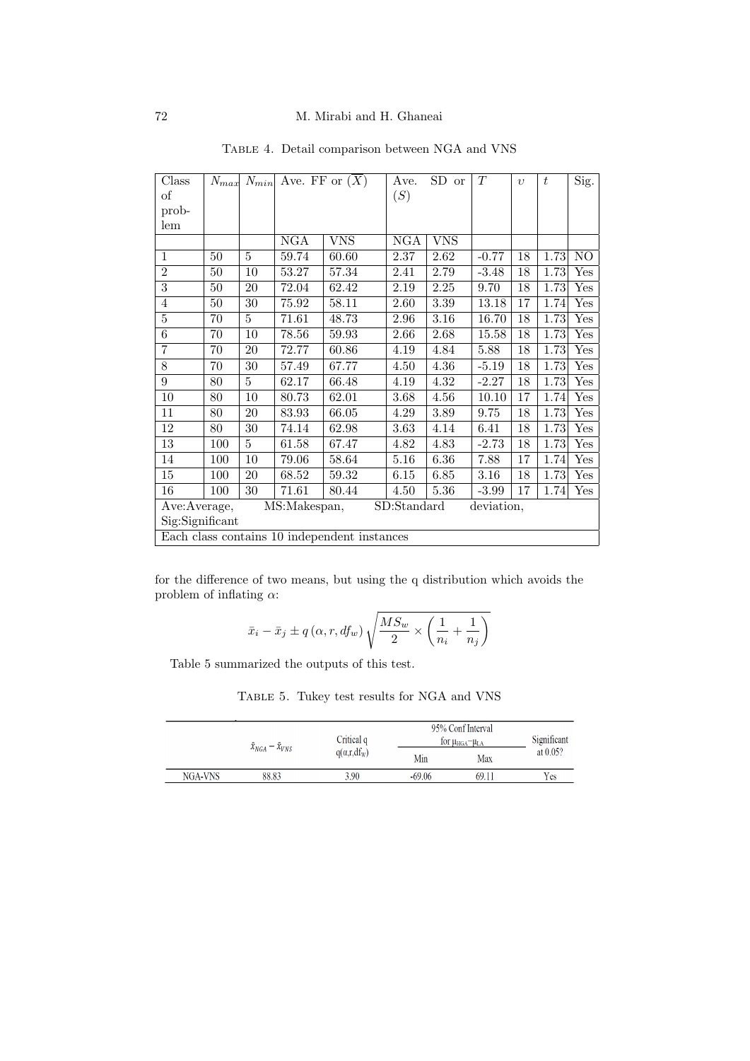Table 4. Detail comparison between NGA and VNS

| Class of problem | $N_{max}$ | $N_{min}$ | Ave. FF or $(\overline{X})$ | | Ave. SD or $(S)$ | | $T$ | $\upsilon$ | $t$ | Sig. |
|---|---|---|---|---|---|---|---|---|---|---|
| | | | NGA | VNS | NGA | VNS | | | | |
| 1 | 50 | 5 | 59.74 | 60.60 | 2.37 | 2.62 | -0.77 | 18 | 1.73 | NO |
| 2 | 50 | 10 | 53.27 | 57.34 | 2.41 | 2.79 | -3.48 | 18 | 1.73 | Yes |
| 3 | 50 | 20 | 72.04 | 62.42 | 2.19 | 2.25 | 9.70 | 18 | 1.73 | Yes |
| 4 | 50 | 30 | 75.92 | 58.11 | 2.60 | 3.39 | 13.18 | 17 | 1.74 | Yes |
| 5 | 70 | 5 | 71.61 | 48.73 | 2.96 | 3.16 | 16.70 | 18 | 1.73 | Yes |
| 6 | 70 | 10 | 78.56 | 59.93 | 2.66 | 2.68 | 15.58 | 18 | 1.73 | Yes |
| 7 | 70 | 20 | 72.77 | 60.86 | 4.19 | 4.84 | 5.88 | 18 | 1.73 | Yes |
| 8 | 70 | 30 | 57.49 | 67.77 | 4.50 | 4.36 | -5.19 | 18 | 1.73 | Yes |
| 9 | 80 | 5 | 62.17 | 66.48 | 4.19 | 4.32 | -2.27 | 18 | 1.73 | Yes |
| 10 | 80 | 10 | 80.73 | 62.01 | 3.68 | 4.56 | 10.10 | 17 | 1.74 | Yes |
| 11 | 80 | 20 | 83.93 | 66.05 | 4.29 | 3.89 | 9.75 | 18 | 1.73 | Yes |
| 12 | 80 | 30 | 74.14 | 62.98 | 3.63 | 4.14 | 6.41 | 18 | 1.73 | Yes |
| 13 | 100 | 5 | 61.58 | 67.47 | 4.82 | 4.83 | -2.73 | 18 | 1.73 | Yes |
| 14 | 100 | 10 | 79.06 | 58.64 | 5.16 | 6.36 | 7.88 | 17 | 1.74 | Yes |
| 15 | 100 | 20 | 68.52 | 59.32 | 6.15 | 6.85 | 3.16 | 18 | 1.73 | Yes |
| 16 | 100 | 30 | 71.61 | 80.44 | 4.50 | 5.36 | -3.99 | 17 | 1.74 | Yes |
| Ave:Average, MS:Makespan, SD:Standard deviation, Sig:Significant | | | | | | | | | | |
| Each class contains 10 independent instances | | | | | | | | | | |

for the difference of two means, but using the q distribution which avoids the problem of inflating $\alpha$:

$$\bar{x}_i - \bar{x}_j \pm q\left(\alpha, r, df_w\right)\sqrt{\frac{MS_w}{2} \times \left(\frac{1}{n_i} + \frac{1}{n_j}\right)}$$

Table 5 summarized the outputs of this test.

Table 5. Tukey test results for NGA and VNS

| | $\bar{x}_{NGA} - \bar{x}_{VNS}$ | Critical q $q(\alpha,r,df_w)$ | 95% Conf Interval for $\mu_{HGA}-\mu_{LA}$ | | Significant at 0.05? |
|---|---|---|---|---|---|
| | | | Min | Max | |
| NGA-VNS | 88.83 | 3.90 | -69.06 | 69.11 | Yes |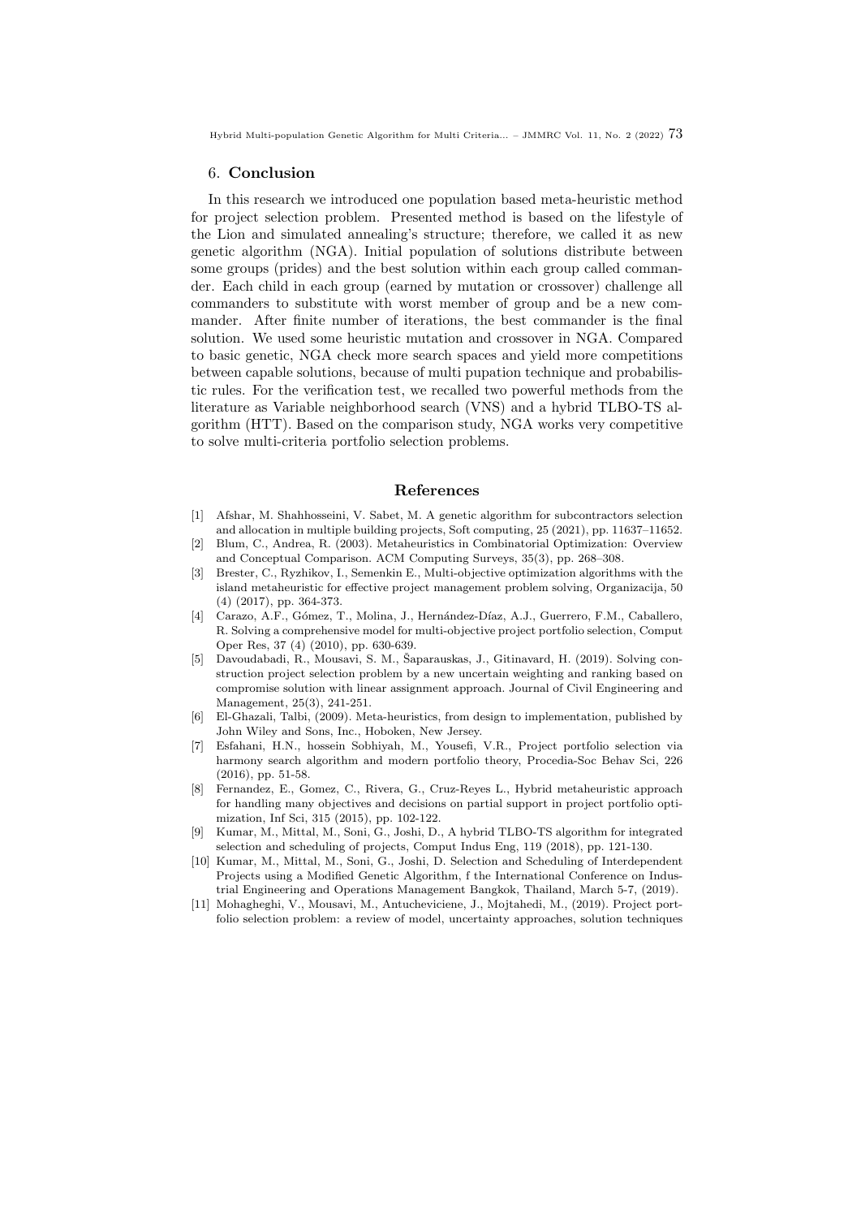## 6. Conclusion

In this research we introduced one population based meta-heuristic method for project selection problem. Presented method is based on the lifestyle of the Lion and simulated annealing's structure; therefore, we called it as new genetic algorithm (NGA). Initial population of solutions distribute between some groups (prides) and the best solution within each group called commander. Each child in each group (earned by mutation or crossover) challenge all commanders to substitute with worst member of group and be a new commander. After finite number of iterations, the best commander is the final solution. We used some heuristic mutation and crossover in NGA. Compared to basic genetic, NGA check more search spaces and yield more competitions between capable solutions, because of multi pupation technique and probabilistic rules. For the verification test, we recalled two powerful methods from the literature as Variable neighborhood search (VNS) and a hybrid TLBO-TS algorithm (HTT). Based on the comparison study, NGA works very competitive to solve multi-criteria portfolio selection problems.

## References

[1] Afshar, M. Shahhosseini, V. Sabet, M. A genetic algorithm for subcontractors selection and allocation in multiple building projects, Soft computing, 25 (2021), pp. 11637–11652.

[2] Blum, C., Andrea, R. (2003). Metaheuristics in Combinatorial Optimization: Overview and Conceptual Comparison. ACM Computing Surveys, 35(3), pp. 268–308.

[3] Brester, C., Ryzhikov, I., Semenkin E., Multi-objective optimization algorithms with the island metaheuristic for effective project management problem solving, Organizacija, 50 (4) (2017), pp. 364-373.

[4] Carazo, A.F., Gómez, T., Molina, J., Hernández-Díaz, A.J., Guerrero, F.M., Caballero, R. Solving a comprehensive model for multi-objective project portfolio selection, Comput Oper Res, 37 (4) (2010), pp. 630-639.

[5] Davoudabadi, R., Mousavi, S. M., Šaparauskas, J., Gitinavard, H. (2019). Solving construction project selection problem by a new uncertain weighting and ranking based on compromise solution with linear assignment approach. Journal of Civil Engineering and Management, 25(3), 241-251.

[6] El-Ghazali, Talbi, (2009). Meta-heuristics, from design to implementation, published by John Wiley and Sons, Inc., Hoboken, New Jersey.

[7] Esfahani, H.N., hossein Sobhiyah, M., Yousefi, V.R., Project portfolio selection via harmony search algorithm and modern portfolio theory, Procedia-Soc Behav Sci, 226 (2016), pp. 51-58.

[8] Fernandez, E., Gomez, C., Rivera, G., Cruz-Reyes L., Hybrid metaheuristic approach for handling many objectives and decisions on partial support in project portfolio optimization, Inf Sci, 315 (2015), pp. 102-122.

[9] Kumar, M., Mittal, M., Soni, G., Joshi, D., A hybrid TLBO-TS algorithm for integrated selection and scheduling of projects, Comput Indus Eng, 119 (2018), pp. 121-130.

[10] Kumar, M., Mittal, M., Soni, G., Joshi, D. Selection and Scheduling of Interdependent Projects using a Modified Genetic Algorithm, f the International Conference on Industrial Engineering and Operations Management Bangkok, Thailand, March 5-7, (2019).

[11] Mohagheghi, V., Mousavi, M., Antucheviciene, J., Mojtahedi, M., (2019). Project portfolio selection problem: a review of model, uncertainty approaches, solution techniques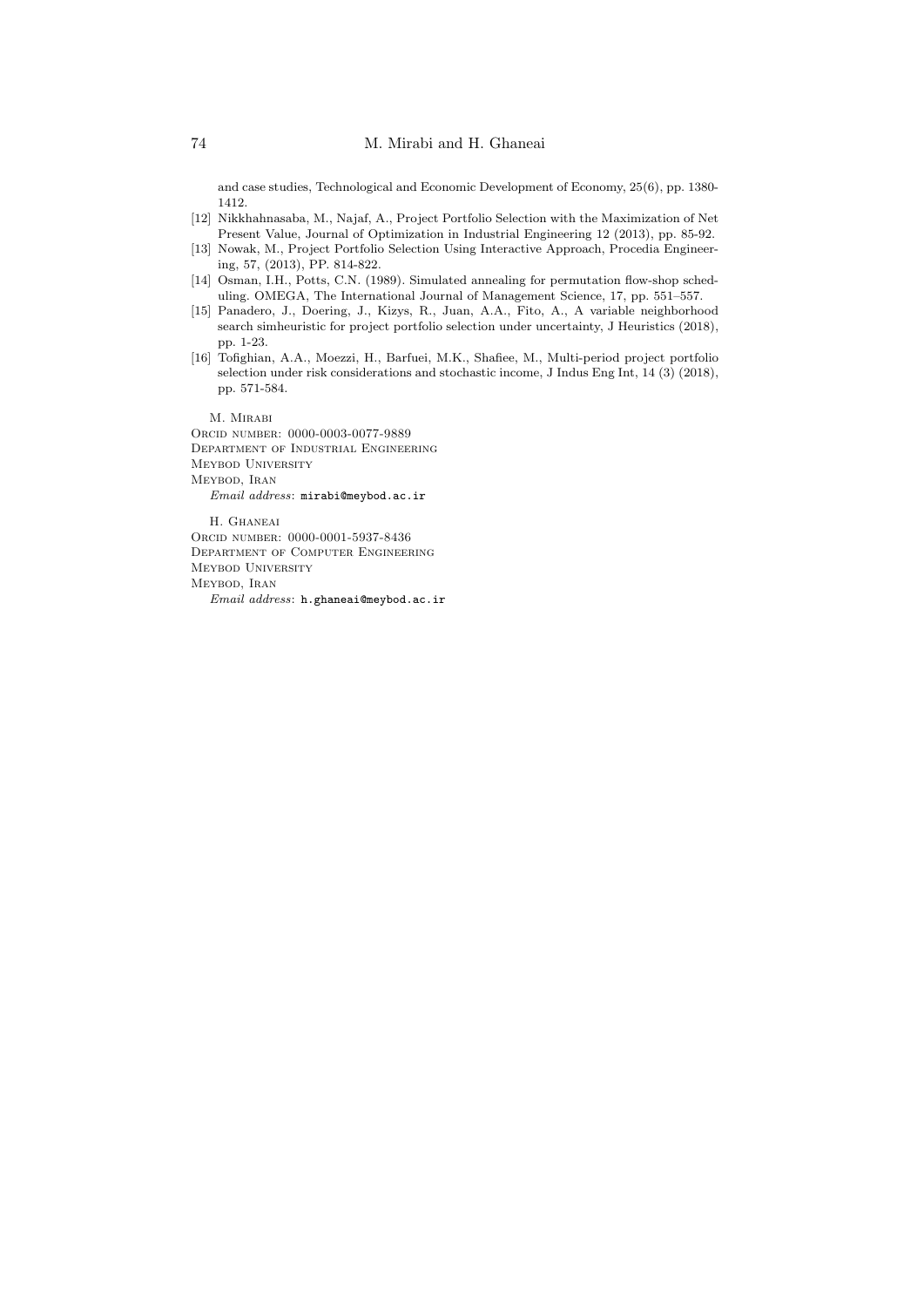and case studies, Technological and Economic Development of Economy, 25(6), pp. 1380-1412.

[12] Nikkhahnasaba, M., Najaf, A., Project Portfolio Selection with the Maximization of Net Present Value, Journal of Optimization in Industrial Engineering 12 (2013), pp. 85-92.

[13] Nowak, M., Project Portfolio Selection Using Interactive Approach, Procedia Engineering, 57, (2013), PP. 814-822.

[14] Osman, I.H., Potts, C.N. (1989). Simulated annealing for permutation flow-shop scheduling. OMEGA, The International Journal of Management Science, 17, pp. 551–557.

[15] Panadero, J., Doering, J., Kizys, R., Juan, A.A., Fito, A., A variable neighborhood search simheuristic for project portfolio selection under uncertainty, J Heuristics (2018), pp. 1-23.

[16] Tofighian, A.A., Moezzi, H., Barfuei, M.K., Shafiee, M., Multi-period project portfolio selection under risk considerations and stochastic income, J Indus Eng Int, 14 (3) (2018), pp. 571-584.

M. Mirabi
Orcid number: 0000-0003-0077-9889
Department of Industrial Engineering
Meybod University
Meybod, Iran
*Email address*: mirabi@meybod.ac.ir

H. Ghaneai
Orcid number: 0000-0001-5937-8436
Department of Computer Engineering
Meybod University
Meybod, Iran
*Email address*: h.ghaneai@meybod.ac.ir